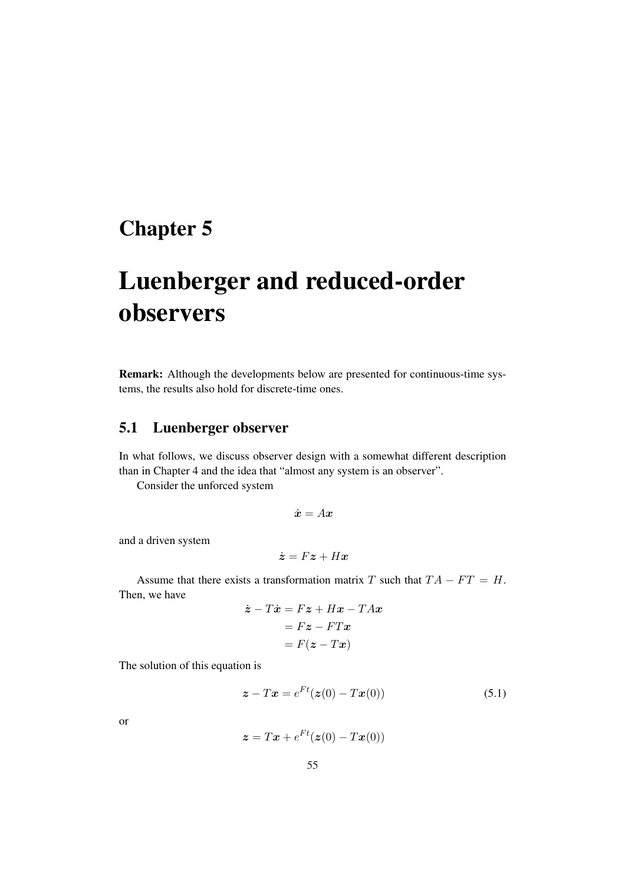# Chapter 5

# Luenberger and reduced-order observers

**Remark:** Although the developments below are presented for continuous-time systems, the results also hold for discrete-time ones.

## 5.1 Luenberger observer

In what follows, we discuss observer design with a somewhat different description than in Chapter 4 and the idea that "almost any system is an observer".

Consider the unforced system

$$\dot{\boldsymbol{x}} = A\boldsymbol{x}$$

and a driven system

$$\dot{\boldsymbol{z}} = F\boldsymbol{z} + H\boldsymbol{x}$$

Assume that there exists a transformation matrix $T$ such that $TA - FT = H$. Then, we have

$$\begin{aligned} \dot{\boldsymbol{z}} - T\dot{\boldsymbol{x}} &= F\boldsymbol{z} + H\boldsymbol{x} - TA\boldsymbol{x} \\ &= F\boldsymbol{z} - FT\boldsymbol{x} \\ &= F(\boldsymbol{z} - T\boldsymbol{x}) \end{aligned}$$

The solution of this equation is

$$\boldsymbol{z} - T\boldsymbol{x} = e^{Ft}(\boldsymbol{z}(0) - T\boldsymbol{x}(0)) \tag{5.1}$$

or

$$\boldsymbol{z} = T\boldsymbol{x} + e^{Ft}(\boldsymbol{z}(0) - T\boldsymbol{x}(0))$$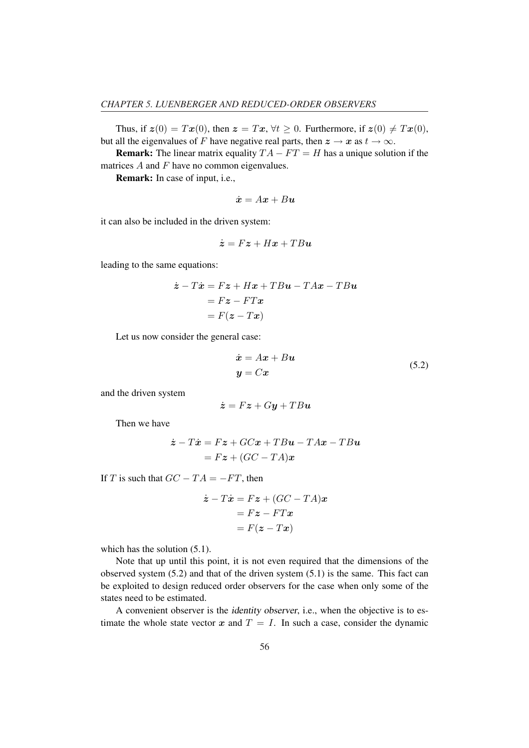Thus, if $\boldsymbol{z}(0) = T\boldsymbol{x}(0)$, then $\boldsymbol{z} = T\boldsymbol{x}$, $\forall t \geq 0$. Furthermore, if $\boldsymbol{z}(0) \neq T\boldsymbol{x}(0)$, but all the eigenvalues of $F$ have negative real parts, then $\boldsymbol{z} \to \boldsymbol{x}$ as $t \to \infty$.

**Remark:** The linear matrix equality $TA - FT = H$ has a unique solution if the matrices $A$ and $F$ have no common eigenvalues.

**Remark:** In case of input, i.e.,

$$\dot{\boldsymbol{x}} = A\boldsymbol{x} + B\boldsymbol{u}$$

it can also be included in the driven system:

$$\dot{\boldsymbol{z}} = F\boldsymbol{z} + H\boldsymbol{x} + TB\boldsymbol{u}$$

leading to the same equations:

$$\begin{aligned}
\dot{\boldsymbol{z}} - T\dot{\boldsymbol{x}} &= F\boldsymbol{z} + H\boldsymbol{x} + TB\boldsymbol{u} - TA\boldsymbol{x} - TB\boldsymbol{u} \\
&= F\boldsymbol{z} - FT\boldsymbol{x} \\
&= F(\boldsymbol{z} - T\boldsymbol{x})
\end{aligned}$$

Let us now consider the general case:

$$\begin{aligned}
\dot{\boldsymbol{x}} &= A\boldsymbol{x} + B\boldsymbol{u} \\
\boldsymbol{y} &= C\boldsymbol{x}
\end{aligned} \tag{5.2}$$

and the driven system

$$\dot{\boldsymbol{z}} = F\boldsymbol{z} + G\boldsymbol{y} + TB\boldsymbol{u}$$

Then we have

$$\begin{aligned}
\dot{\boldsymbol{z}} - T\dot{\boldsymbol{x}} &= F\boldsymbol{z} + GC\boldsymbol{x} + TB\boldsymbol{u} - TA\boldsymbol{x} - TB\boldsymbol{u} \\
&= F\boldsymbol{z} + (GC - TA)\boldsymbol{x}
\end{aligned}$$

If $T$ is such that $GC - TA = -FT$, then

$$\begin{aligned}
\dot{\boldsymbol{z}} - T\dot{\boldsymbol{x}} &= F\boldsymbol{z} + (GC - TA)\boldsymbol{x} \\
&= F\boldsymbol{z} - FT\boldsymbol{x} \\
&= F(\boldsymbol{z} - T\boldsymbol{x})
\end{aligned}$$

which has the solution (5.1).

Note that up until this point, it is not even required that the dimensions of the observed system (5.2) and that of the driven system (5.1) is the same. This fact can be exploited to design reduced order observers for the case when only some of the states need to be estimated.

A convenient observer is the *identity observer*, i.e., when the objective is to estimate the whole state vector $\boldsymbol{x}$ and $T = I$. In such a case, consider the dynamic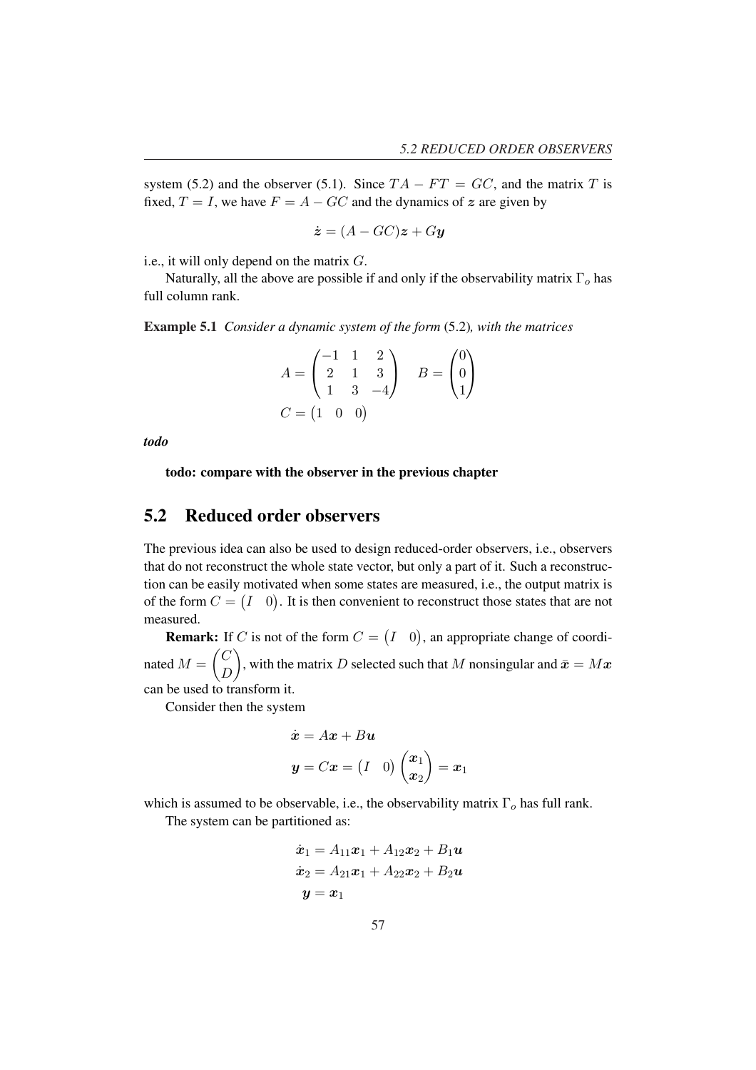system (5.2) and the observer (5.1). Since $TA - FT = GC$, and the matrix $T$ is fixed, $T = I$, we have $F = A - GC$ and the dynamics of $\boldsymbol{z}$ are given by

$$\dot{\boldsymbol{z}} = (A - GC)\boldsymbol{z} + G\boldsymbol{y}$$

i.e., it will only depend on the matrix $G$.

Naturally, all the above are possible if and only if the observability matrix $\Gamma_o$ has full column rank.

**Example 5.1** *Consider a dynamic system of the form* (5.2)*, with the matrices*

$$A = \begin{pmatrix} -1 & 1 & 2 \\ 2 & 1 & 3 \\ 1 & 3 & -4 \end{pmatrix} \quad B = \begin{pmatrix} 0 \\ 0 \\ 1 \end{pmatrix}$$
$$C = \begin{pmatrix} 1 & 0 & 0 \end{pmatrix}$$

***todo***

**todo: compare with the observer in the previous chapter**

## 5.2 Reduced order observers

The previous idea can also be used to design reduced-order observers, i.e., observers that do not reconstruct the whole state vector, but only a part of it. Such a reconstruction can be easily motivated when some states are measured, i.e., the output matrix is of the form $C = \begin{pmatrix} I & 0 \end{pmatrix}$. It is then convenient to reconstruct those states that are not measured.

**Remark:** If $C$ is not of the form $C = \begin{pmatrix} I & 0 \end{pmatrix}$, an appropriate change of coordinated $M = \begin{pmatrix} C \\ D \end{pmatrix}$, with the matrix $D$ selected such that $M$ nonsingular and $\bar{\boldsymbol{x}} = M\boldsymbol{x}$ can be used to transform it.

Consider then the system

$$\dot{\boldsymbol{x}} = A\boldsymbol{x} + B\boldsymbol{u}$$
$$\boldsymbol{y} = C\boldsymbol{x} = \begin{pmatrix} I & 0 \end{pmatrix} \begin{pmatrix} \boldsymbol{x}_1 \\ \boldsymbol{x}_2 \end{pmatrix} = \boldsymbol{x}_1$$

which is assumed to be observable, i.e., the observability matrix $\Gamma_o$ has full rank.

The system can be partitioned as:

$$\dot{\boldsymbol{x}}_1 = A_{11}\boldsymbol{x}_1 + A_{12}\boldsymbol{x}_2 + B_1\boldsymbol{u}$$
$$\dot{\boldsymbol{x}}_2 = A_{21}\boldsymbol{x}_1 + A_{22}\boldsymbol{x}_2 + B_2\boldsymbol{u}$$
$$\boldsymbol{y} = \boldsymbol{x}_1$$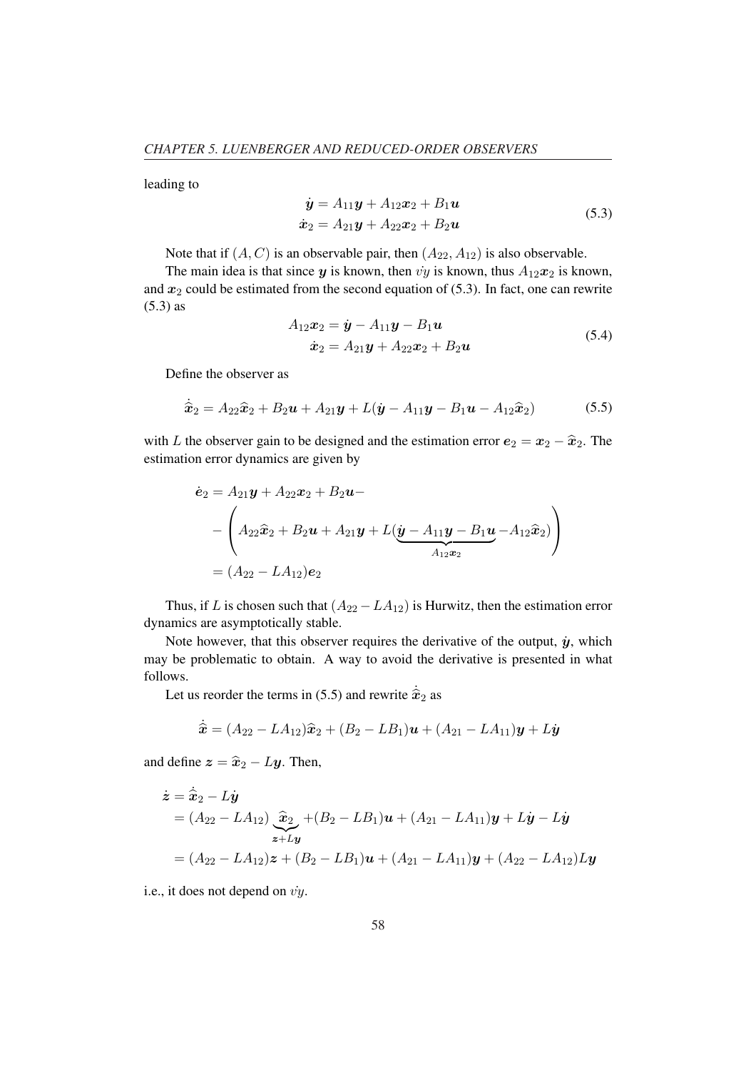leading to

$$
\begin{aligned}
\dot{\boldsymbol{y}} &= A_{11}\boldsymbol{y} + A_{12}\boldsymbol{x}_2 + B_1\boldsymbol{u} \\
\dot{\boldsymbol{x}}_2 &= A_{21}\boldsymbol{y} + A_{22}\boldsymbol{x}_2 + B_2\boldsymbol{u}
\end{aligned}
\tag{5.3}
$$

Note that if $(A, C)$ is an observable pair, then $(A_{22}, A_{12})$ is also observable.

The main idea is that since $\boldsymbol{y}$ is known, then $\dot{v}y$ is known, thus $A_{12}\boldsymbol{x}_2$ is known, and $\boldsymbol{x}_2$ could be estimated from the second equation of (5.3). In fact, one can rewrite (5.3) as

$$
\begin{aligned}
A_{12}\boldsymbol{x}_2 &= \dot{\boldsymbol{y}} - A_{11}\boldsymbol{y} - B_1\boldsymbol{u} \\
\dot{\boldsymbol{x}}_2 &= A_{21}\boldsymbol{y} + A_{22}\boldsymbol{x}_2 + B_2\boldsymbol{u}
\end{aligned}
\tag{5.4}
$$

Define the observer as

$$
\dot{\widehat{\boldsymbol{x}}}_2 = A_{22}\widehat{\boldsymbol{x}}_2 + B_2\boldsymbol{u} + A_{21}\boldsymbol{y} + L(\dot{\boldsymbol{y}} - A_{11}\boldsymbol{y} - B_1\boldsymbol{u} - A_{12}\widehat{\boldsymbol{x}}_2)
\tag{5.5}
$$

with $L$ the observer gain to be designed and the estimation error $\boldsymbol{e}_2 = \boldsymbol{x}_2 - \widehat{\boldsymbol{x}}_2$. The estimation error dynamics are given by

$$
\begin{aligned}
\dot{\boldsymbol{e}}_2 &= A_{21}\boldsymbol{y} + A_{22}\boldsymbol{x}_2 + B_2\boldsymbol{u} - \\
&\quad - \left( A_{22}\widehat{\boldsymbol{x}}_2 + B_2\boldsymbol{u} + A_{21}\boldsymbol{y} + L(\underbrace{\dot{\boldsymbol{y}} - A_{11}\boldsymbol{y} - B_1\boldsymbol{u}}_{A_{12}\boldsymbol{x}_2} - A_{12}\widehat{\boldsymbol{x}}_2) \right) \\
&= (A_{22} - LA_{12})\boldsymbol{e}_2
\end{aligned}
$$

Thus, if $L$ is chosen such that $(A_{22} - LA_{12})$ is Hurwitz, then the estimation error dynamics are asymptotically stable.

Note however, that this observer requires the derivative of the output, $\dot{\boldsymbol{y}}$, which may be problematic to obtain. A way to avoid the derivative is presented in what follows.

Let us reorder the terms in (5.5) and rewrite $\dot{\widehat{\boldsymbol{x}}}_2$ as

$$
\dot{\widehat{\boldsymbol{x}}} = (A_{22} - LA_{12})\widehat{\boldsymbol{x}}_2 + (B_2 - LB_1)\boldsymbol{u} + (A_{21} - LA_{11})\boldsymbol{y} + L\dot{\boldsymbol{y}}
$$

and define $\boldsymbol{z} = \widehat{\boldsymbol{x}}_2 - L\boldsymbol{y}$. Then,

$$
\begin{aligned}
\dot{\boldsymbol{z}} &= \dot{\widehat{\boldsymbol{x}}}_2 - L\dot{\boldsymbol{y}} \\
&= (A_{22} - LA_{12})\underbrace{\widehat{\boldsymbol{x}}_2}_{\boldsymbol{z}+L\boldsymbol{y}} + (B_2 - LB_1)\boldsymbol{u} + (A_{21} - LA_{11})\boldsymbol{y} + L\dot{\boldsymbol{y}} - L\dot{\boldsymbol{y}} \\
&= (A_{22} - LA_{12})\boldsymbol{z} + (B_2 - LB_1)\boldsymbol{u} + (A_{21} - LA_{11})\boldsymbol{y} + (A_{22} - LA_{12})L\boldsymbol{y}
\end{aligned}
$$

i.e., it does not depend on $\dot{v}y$.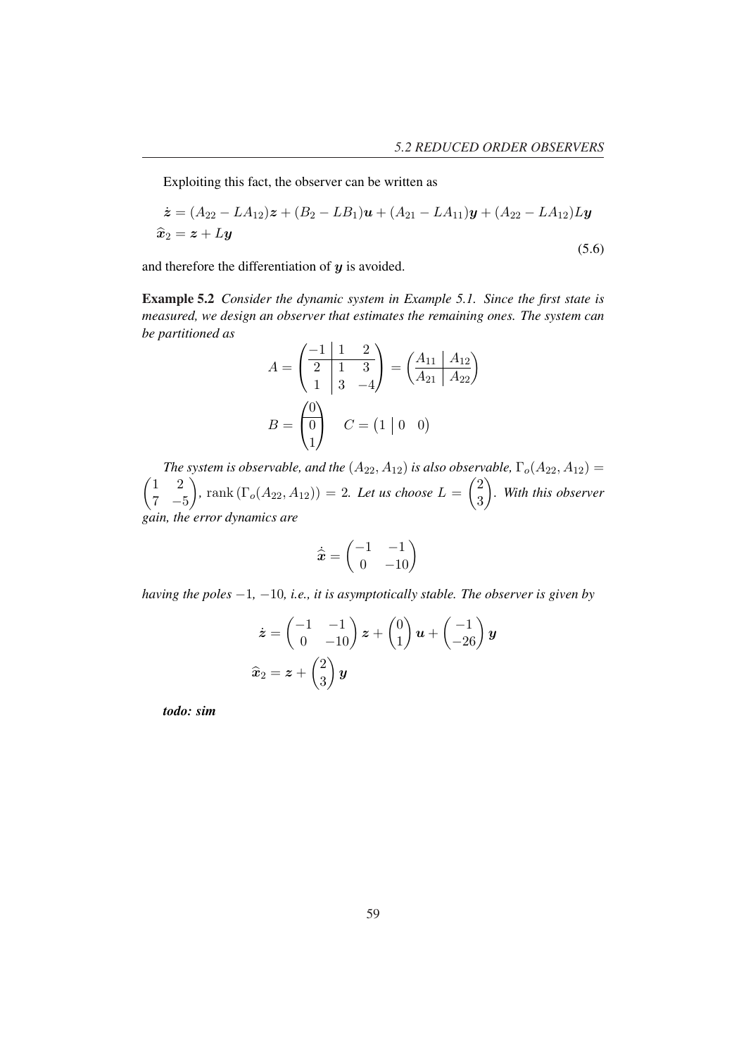Exploiting this fact, the observer can be written as

$$
\begin{aligned}
\dot{\boldsymbol{z}} &= (A_{22} - LA_{12})\boldsymbol{z} + (B_2 - LB_1)\boldsymbol{u} + (A_{21} - LA_{11})\boldsymbol{y} + (A_{22} - LA_{12})L\boldsymbol{y} \\
\widehat{\boldsymbol{x}}_2 &= \boldsymbol{z} + L\boldsymbol{y}
\end{aligned}
\tag{5.6}
$$

and therefore the differentiation of $\boldsymbol{y}$ is avoided.

**Example 5.2** *Consider the dynamic system in Example 5.1. Since the first state is measured, we design an observer that estimates the remaining ones. The system can be partitioned as*

$$
A = \left(\begin{array}{c|cc} -1 & 1 & 2 \\ \hline 2 & 1 & 3 \\ 1 & 3 & -4 \end{array}\right) = \left(\begin{array}{c|c} A_{11} & A_{12} \\ \hline A_{21} & A_{22} \end{array}\right)
$$

$$
B = \begin{pmatrix} 0 \\ \hline 0 \\ 1 \end{pmatrix} \qquad C = \left(\begin{array}{c|cc} 1 & 0 & 0 \end{array}\right)
$$

*The system is observable, and the $(A_{22}, A_{12})$ is also observable, $\Gamma_o(A_{22}, A_{12}) = \begin{pmatrix} 1 & 2 \\ 7 & -5 \end{pmatrix}$, $\operatorname{rank}(\Gamma_o(A_{22}, A_{12})) = 2$. Let us choose $L = \begin{pmatrix} 2 \\ 3 \end{pmatrix}$. With this observer gain, the error dynamics are*

$$
\dot{\tilde{\boldsymbol{x}}} = \begin{pmatrix} -1 & -1 \\ 0 & -10 \end{pmatrix}
$$

*having the poles $-1$, $-10$, i.e., it is asymptotically stable. The observer is given by*

$$
\begin{aligned}
\dot{\boldsymbol{z}} &= \begin{pmatrix} -1 & -1 \\ 0 & -10 \end{pmatrix} \boldsymbol{z} + \begin{pmatrix} 0 \\ 1 \end{pmatrix} \boldsymbol{u} + \begin{pmatrix} -1 \\ -26 \end{pmatrix} \boldsymbol{y} \\
\widehat{\boldsymbol{x}}_2 &= \boldsymbol{z} + \begin{pmatrix} 2 \\ 3 \end{pmatrix} \boldsymbol{y}
\end{aligned}
$$

***todo: sim***